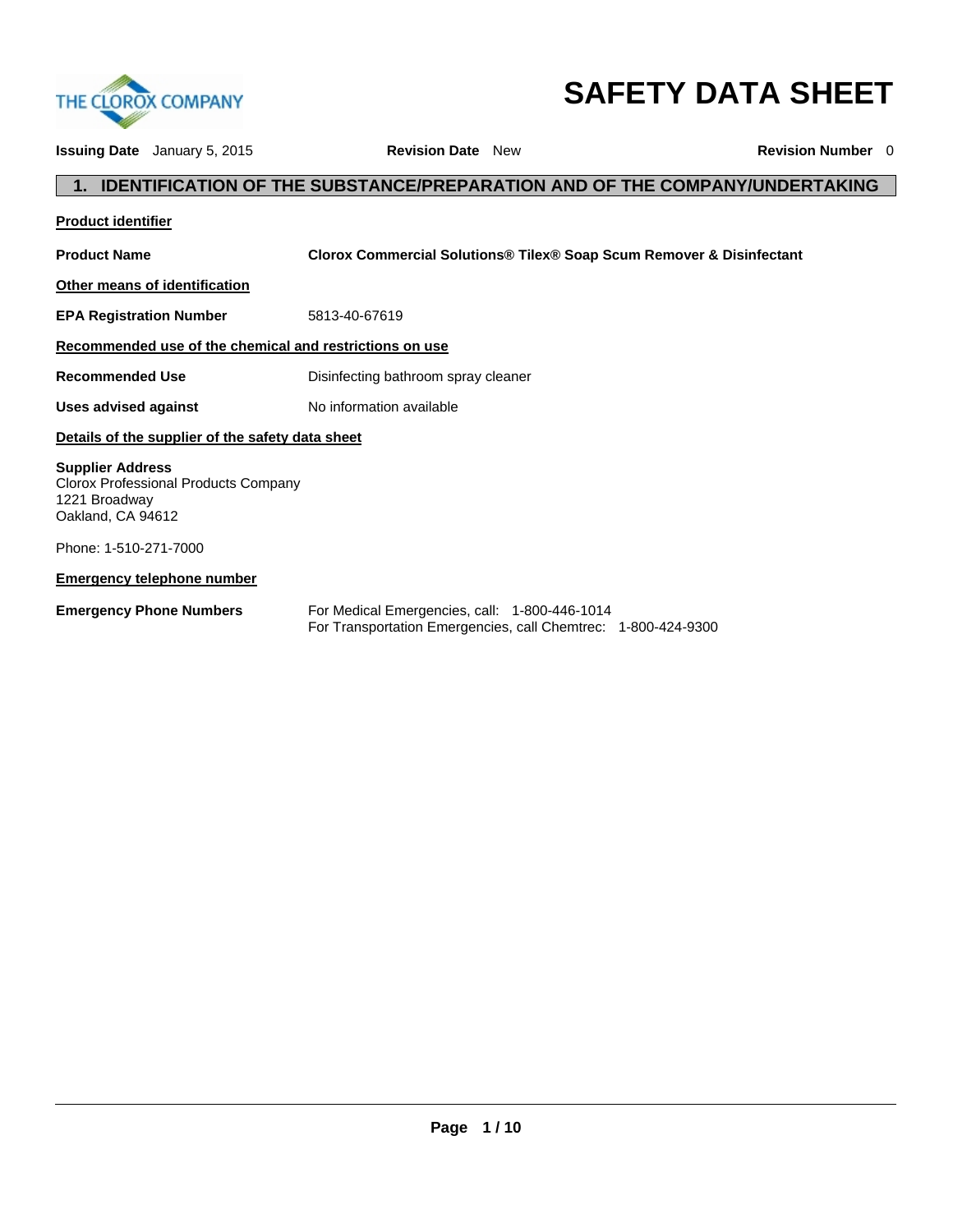# SAFETY DATA SHEET

**Issuing Date** January 5, 2015 **Revision Date** New **Revision Number** 0

## 1. IDENTIFICATION OF THE SUBSTANCE/PREPARATION AND OF THE COMPANY/UNDERTAKING

**Product identifier**

**Product Name** **Clorox Commercial Solutions® Tilex® Soap Scum Remover & Disinfectant**

**Other means of identification**

**EPA Registration Number** 5813-40-67619

**Recommended use of the chemical and restrictions on use**

**Recommended Use** Disinfecting bathroom spray cleaner

**Uses advised against** No information available

**Details of the supplier of the safety data sheet**

**Supplier Address**
Clorox Professional Products Company
1221 Broadway
Oakland, CA 94612

Phone: 1-510-271-7000

**Emergency telephone number**

**Emergency Phone Numbers** For Medical Emergencies, call: 1-800-446-1014
For Transportation Emergencies, call Chemtrec: 1-800-424-9300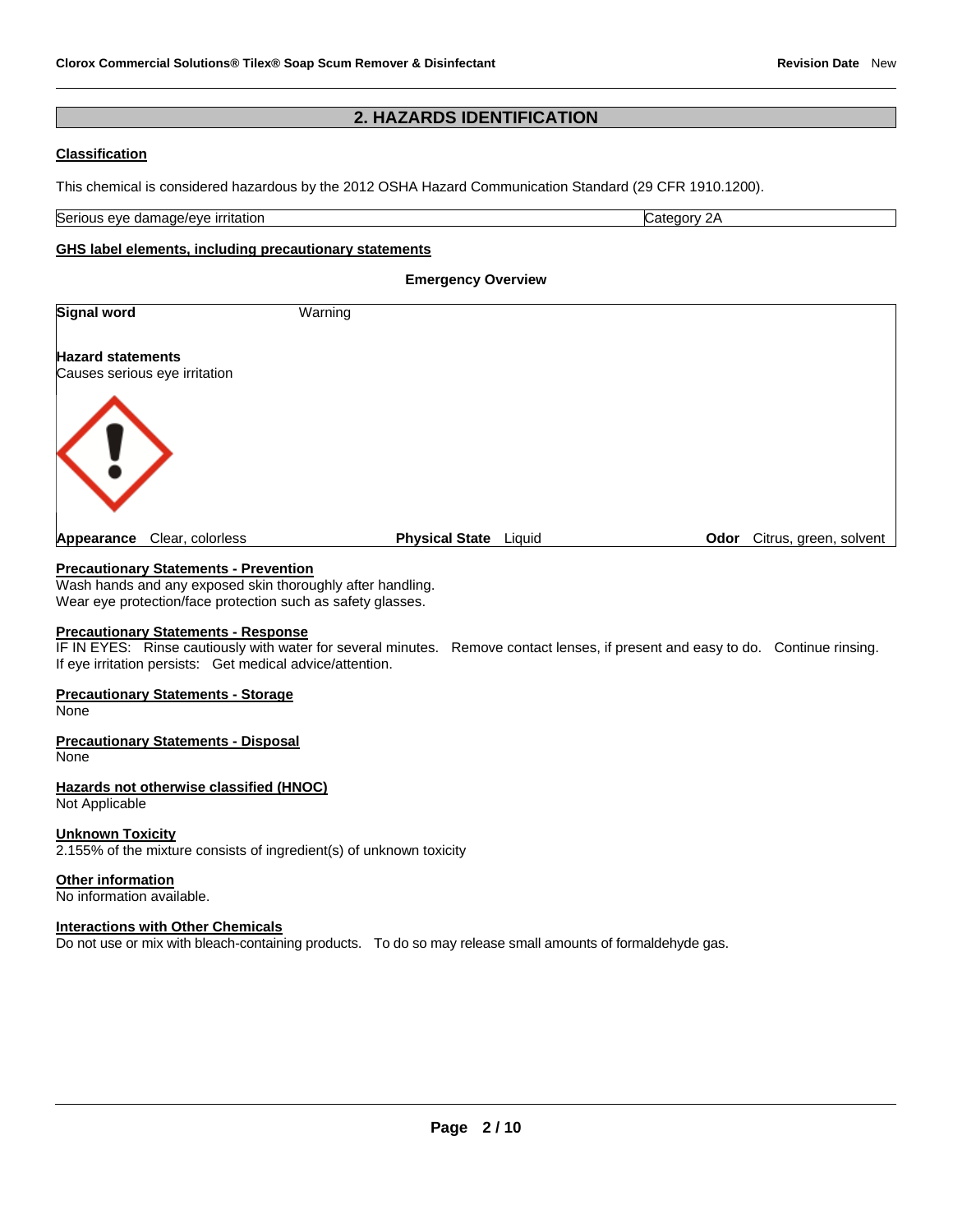## 2. HAZARDS IDENTIFICATION

**Classification**

This chemical is considered hazardous by the 2012 OSHA Hazard Communication Standard (29 CFR 1910.1200).

| Serious eye damage/eye irritation | Category 2A |
|---|---|

**GHS label elements, including precautionary statements**

**Emergency Overview**

**Signal word** Warning

**Hazard statements**
Causes serious eye irritation

**Appearance** Clear, colorless **Physical State** Liquid **Odor** Citrus, green, solvent

**Precautionary Statements - Prevention**
Wash hands and any exposed skin thoroughly after handling.
Wear eye protection/face protection such as safety glasses.

**Precautionary Statements - Response**
IF IN EYES: Rinse cautiously with water for several minutes. Remove contact lenses, if present and easy to do. Continue rinsing.
If eye irritation persists: Get medical advice/attention.

**Precautionary Statements - Storage**
None

**Precautionary Statements - Disposal**
None

**Hazards not otherwise classified (HNOC)**
Not Applicable

**Unknown Toxicity**
2.155% of the mixture consists of ingredient(s) of unknown toxicity

**Other information**
No information available.

**Interactions with Other Chemicals**
Do not use or mix with bleach-containing products. To do so may release small amounts of formaldehyde gas.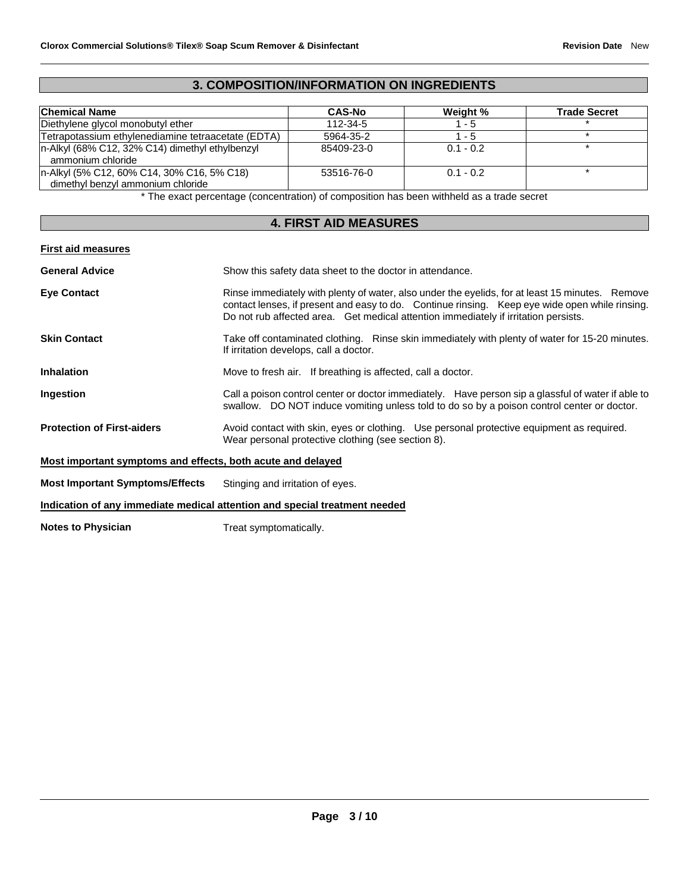## 3. COMPOSITION/INFORMATION ON INGREDIENTS

| Chemical Name | CAS-No | Weight % | Trade Secret |
|---|---|---|---|
| Diethylene glycol monobutyl ether | 112-34-5 | 1 - 5 | * |
| Tetrapotassium ethylenediamine tetraacetate (EDTA) | 5964-35-2 | 1 - 5 | * |
| n-Alkyl (68% C12, 32% C14) dimethyl ethylbenzyl ammonium chloride | 85409-23-0 | 0.1 - 0.2 | * |
| n-Alkyl (5% C12, 60% C14, 30% C16, 5% C18) dimethyl benzyl ammonium chloride | 53516-76-0 | 0.1 - 0.2 | * |

* The exact percentage (concentration) of composition has been withheld as a trade secret

## 4. FIRST AID MEASURES

**First aid measures**

**General Advice** Show this safety data sheet to the doctor in attendance.

**Eye Contact** Rinse immediately with plenty of water, also under the eyelids, for at least 15 minutes. Remove contact lenses, if present and easy to do. Continue rinsing. Keep eye wide open while rinsing. Do not rub affected area. Get medical attention immediately if irritation persists.

**Skin Contact** Take off contaminated clothing. Rinse skin immediately with plenty of water for 15-20 minutes. If irritation develops, call a doctor.

**Inhalation** Move to fresh air. If breathing is affected, call a doctor.

**Ingestion** Call a poison control center or doctor immediately. Have person sip a glassful of water if able to swallow. DO NOT induce vomiting unless told to do so by a poison control center or doctor.

**Protection of First-aiders** Avoid contact with skin, eyes or clothing. Use personal protective equipment as required. Wear personal protective clothing (see section 8).

**Most important symptoms and effects, both acute and delayed**

**Most Important Symptoms/Effects** Stinging and irritation of eyes.

**Indication of any immediate medical attention and special treatment needed**

**Notes to Physician** Treat symptomatically.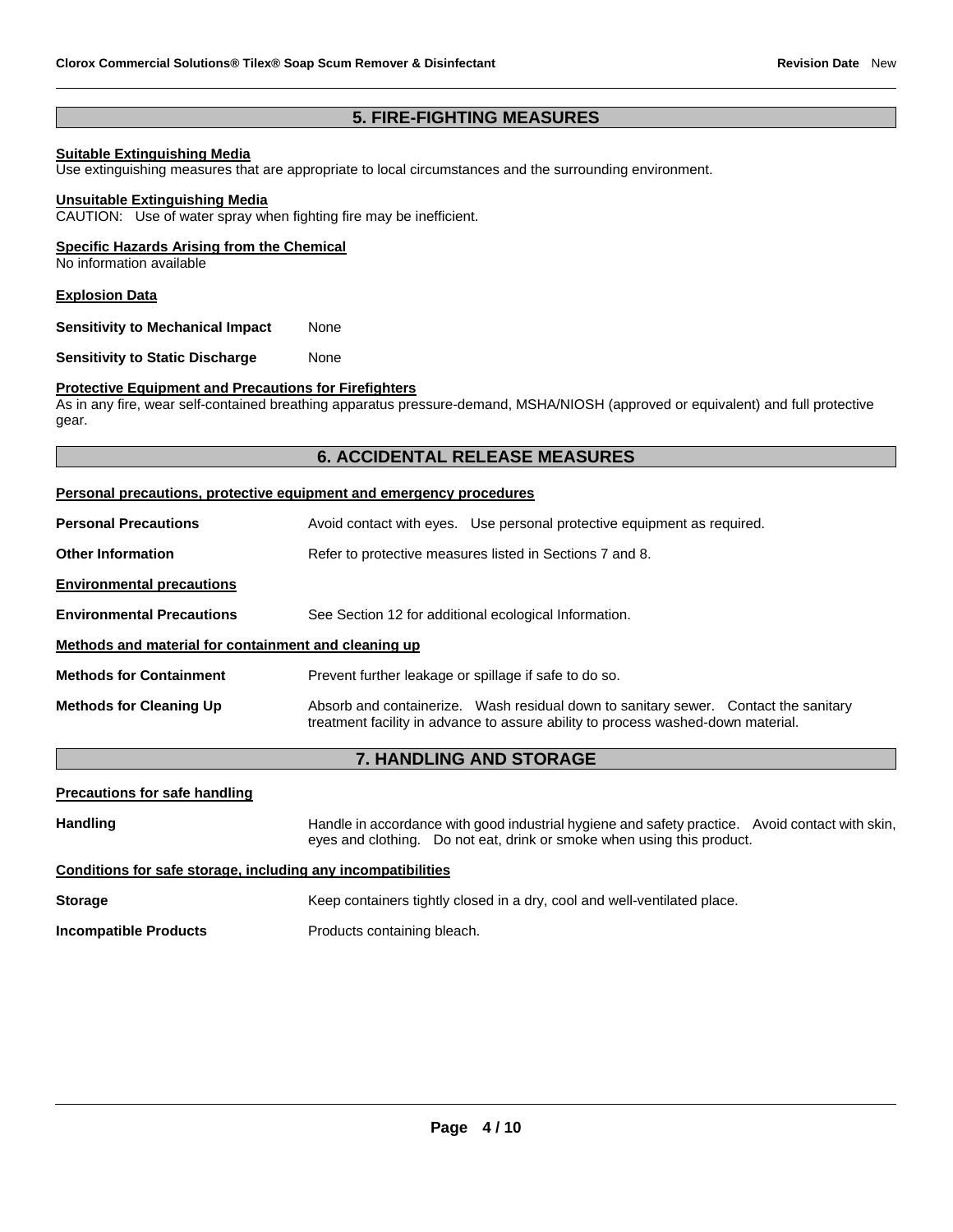## 5. FIRE-FIGHTING MEASURES

**Suitable Extinguishing Media**
Use extinguishing measures that are appropriate to local circumstances and the surrounding environment.

**Unsuitable Extinguishing Media**
CAUTION: Use of water spray when fighting fire may be inefficient.

**Specific Hazards Arising from the Chemical**
No information available

**Explosion Data**

**Sensitivity to Mechanical Impact** None

**Sensitivity to Static Discharge** None

**Protective Equipment and Precautions for Firefighters**
As in any fire, wear self-contained breathing apparatus pressure-demand, MSHA/NIOSH (approved or equivalent) and full protective gear.

## 6. ACCIDENTAL RELEASE MEASURES

**Personal precautions, protective equipment and emergency procedures**

**Personal Precautions** Avoid contact with eyes. Use personal protective equipment as required.

**Other Information** Refer to protective measures listed in Sections 7 and 8.

**Environmental precautions**

**Environmental Precautions** See Section 12 for additional ecological Information.

**Methods and material for containment and cleaning up**

**Methods for Containment** Prevent further leakage or spillage if safe to do so.

**Methods for Cleaning Up** Absorb and containerize. Wash residual down to sanitary sewer. Contact the sanitary treatment facility in advance to assure ability to process washed-down material.

## 7. HANDLING AND STORAGE

**Precautions for safe handling**

**Handling** Handle in accordance with good industrial hygiene and safety practice. Avoid contact with skin, eyes and clothing. Do not eat, drink or smoke when using this product.

**Conditions for safe storage, including any incompatibilities**

**Storage** Keep containers tightly closed in a dry, cool and well-ventilated place.

**Incompatible Products** Products containing bleach.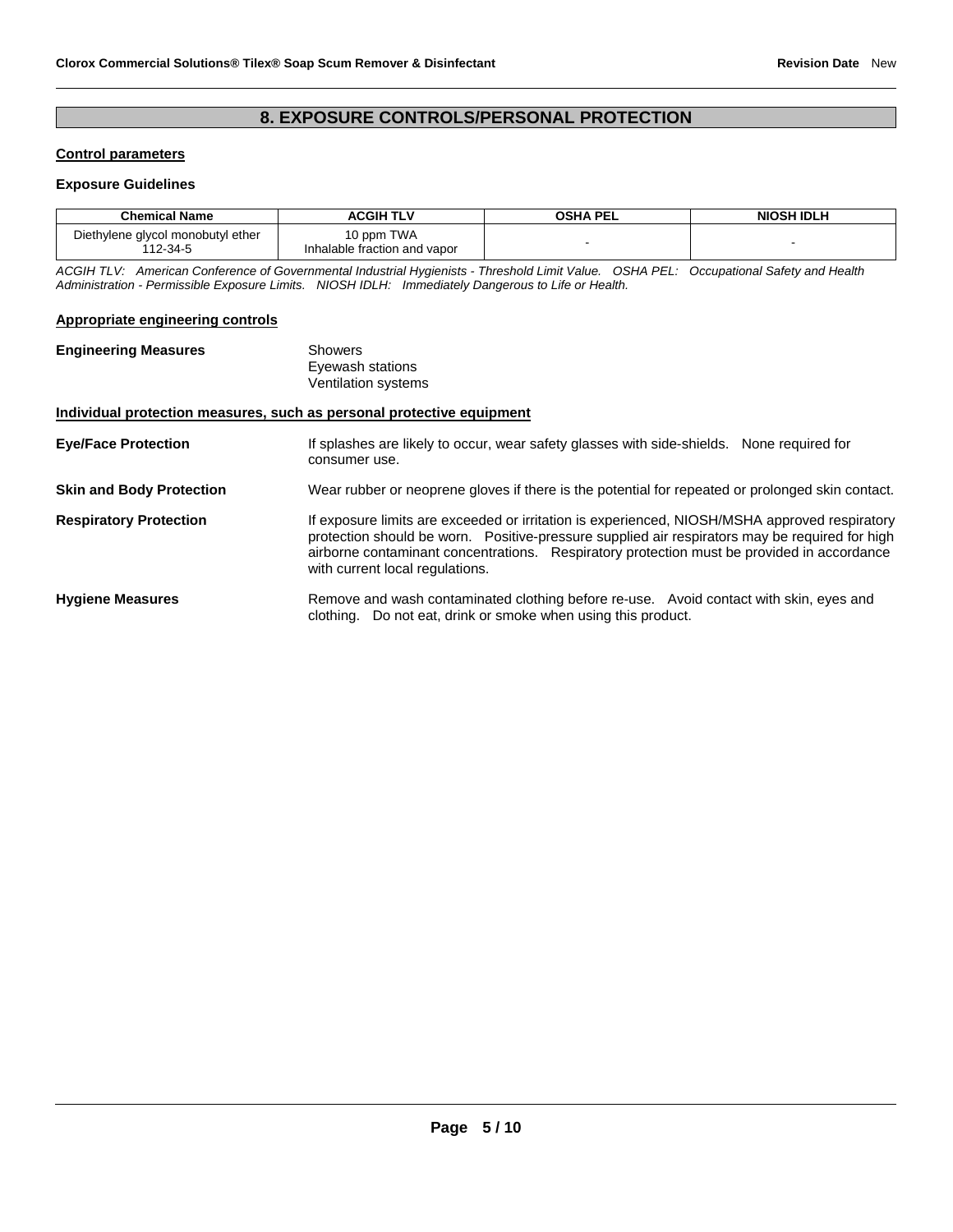## 8. EXPOSURE CONTROLS/PERSONAL PROTECTION

**Control parameters**

**Exposure Guidelines**

| Chemical Name | ACGIH TLV | OSHA PEL | NIOSH IDLH |
|---|---|---|---|
| Diethylene glycol monobutyl ether 112-34-5 | 10 ppm TWA Inhalable fraction and vapor | - | - |

*ACGIH TLV: American Conference of Governmental Industrial Hygienists - Threshold Limit Value. OSHA PEL: Occupational Safety and Health Administration - Permissible Exposure Limits. NIOSH IDLH: Immediately Dangerous to Life or Health.*

**Appropriate engineering controls**

**Engineering Measures**

Showers
Eyewash stations
Ventilation systems

**Individual protection measures, such as personal protective equipment**

**Eye/Face Protection**

If splashes are likely to occur, wear safety glasses with side-shields. None required for consumer use.

**Skin and Body Protection**

Wear rubber or neoprene gloves if there is the potential for repeated or prolonged skin contact.

**Respiratory Protection**

If exposure limits are exceeded or irritation is experienced, NIOSH/MSHA approved respiratory protection should be worn. Positive-pressure supplied air respirators may be required for high airborne contaminant concentrations. Respiratory protection must be provided in accordance with current local regulations.

**Hygiene Measures**

Remove and wash contaminated clothing before re-use. Avoid contact with skin, eyes and clothing. Do not eat, drink or smoke when using this product.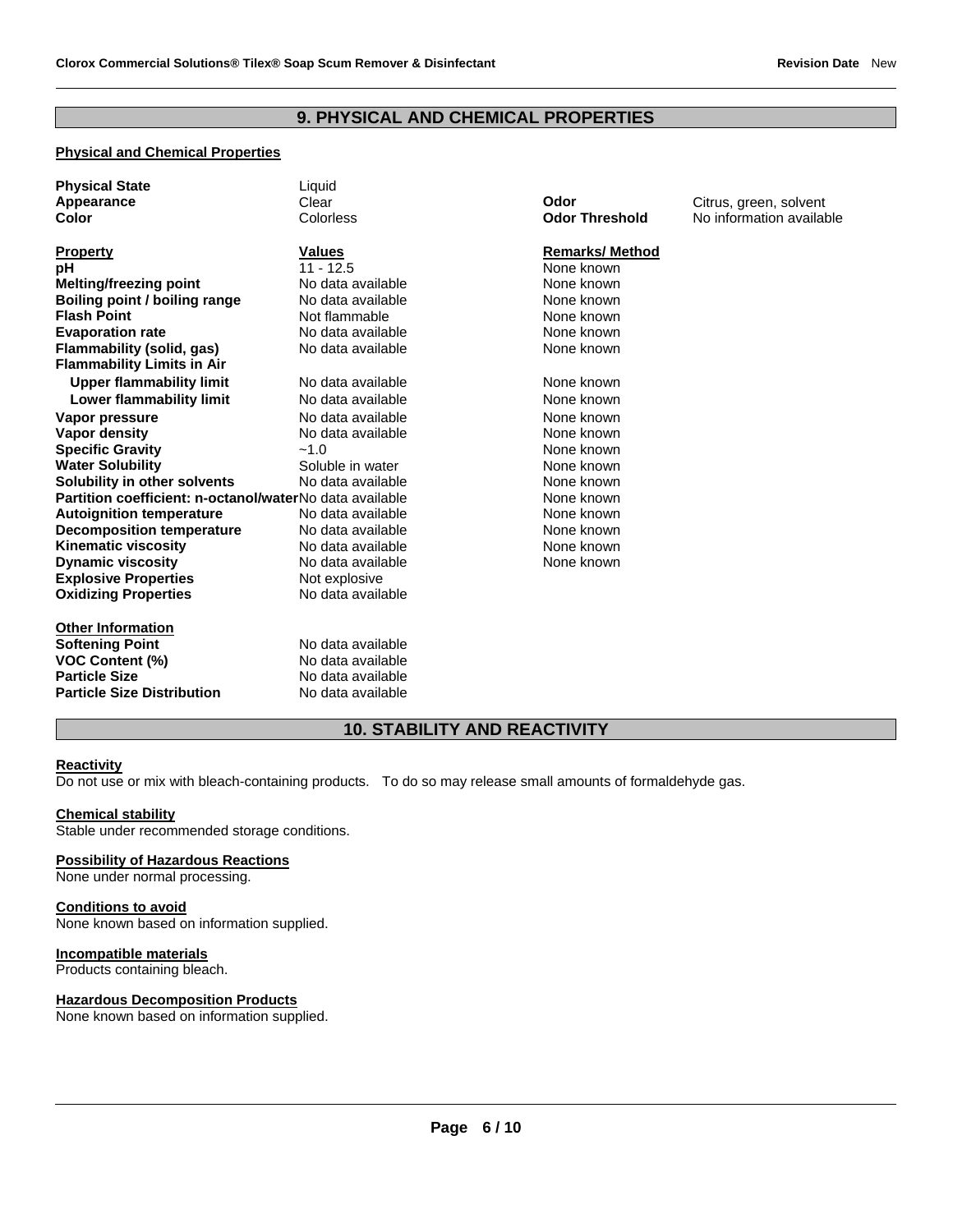## 9. PHYSICAL AND CHEMICAL PROPERTIES

**Physical and Chemical Properties**

| | | | |
|---|---|---|---|
| **Physical State** | Liquid | | |
| **Appearance** | Clear | **Odor** | Citrus, green, solvent |
| **Color** | Colorless | **Odor Threshold** | No information available |

| **Property** | **Values** | **Remarks/ Method** |
|---|---|---|
| **pH** | 11 - 12.5 | None known |
| **Melting/freezing point** | No data available | None known |
| **Boiling point / boiling range** | No data available | None known |
| **Flash Point** | Not flammable | None known |
| **Evaporation rate** | No data available | None known |
| **Flammability (solid, gas)** | No data available | None known |
| **Flammability Limits in Air** | | |
| **Upper flammability limit** | No data available | None known |
| **Lower flammability limit** | No data available | None known |
| **Vapor pressure** | No data available | None known |
| **Vapor density** | No data available | None known |
| **Specific Gravity** | ~1.0 | None known |
| **Water Solubility** | Soluble in water | None known |
| **Solubility in other solvents** | No data available | None known |
| **Partition coefficient: n-octanol/water** | No data available | None known |
| **Autoignition temperature** | No data available | None known |
| **Decomposition temperature** | No data available | None known |
| **Kinematic viscosity** | No data available | None known |
| **Dynamic viscosity** | No data available | None known |
| **Explosive Properties** | Not explosive | |
| **Oxidizing Properties** | No data available | |

**Other Information**

| | |
|---|---|
| **Softening Point** | No data available |
| **VOC Content (%)** | No data available |
| **Particle Size** | No data available |
| **Particle Size Distribution** | No data available |

## 10. STABILITY AND REACTIVITY

**Reactivity**

Do not use or mix with bleach-containing products. To do so may release small amounts of formaldehyde gas.

**Chemical stability**

Stable under recommended storage conditions.

**Possibility of Hazardous Reactions**

None under normal processing.

**Conditions to avoid**

None known based on information supplied.

**Incompatible materials**

Products containing bleach.

**Hazardous Decomposition Products**

None known based on information supplied.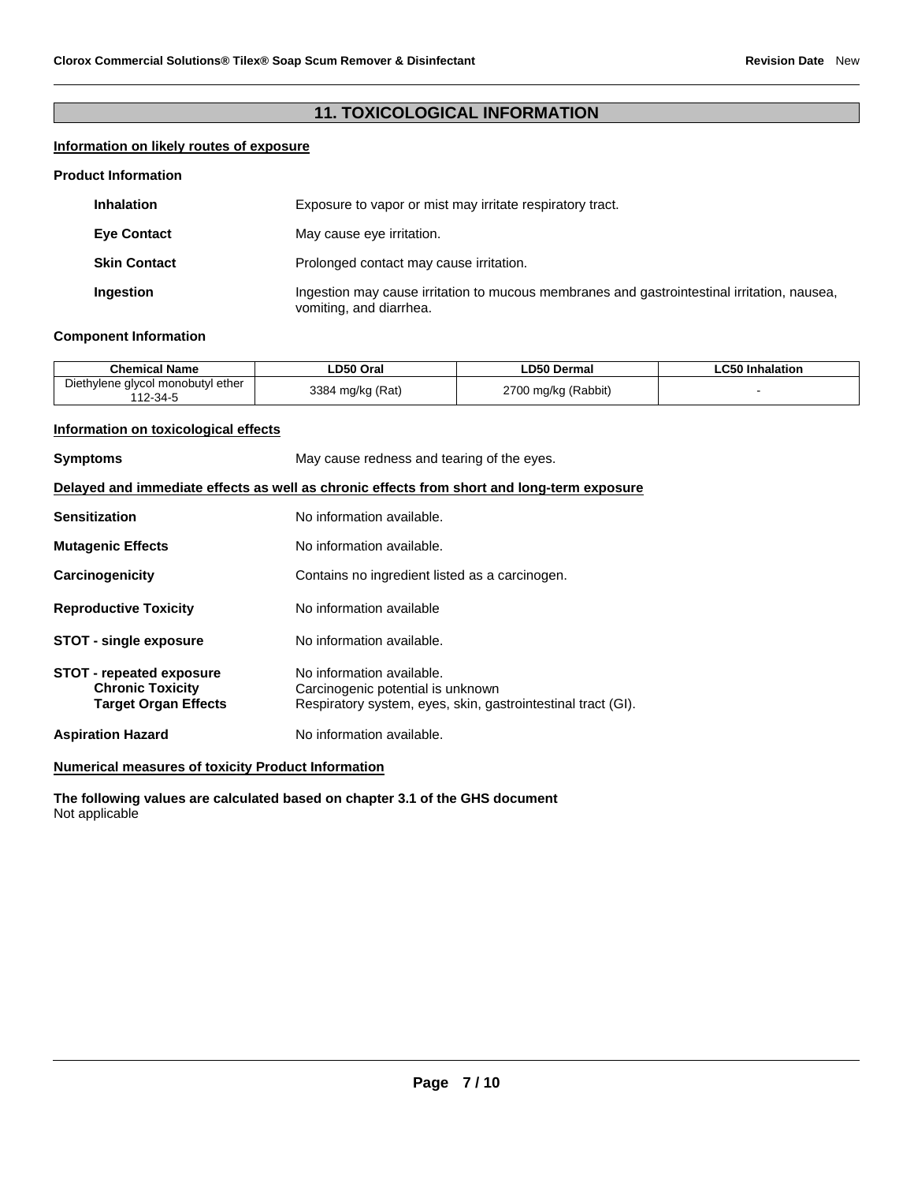## 11. TOXICOLOGICAL INFORMATION

**Information on likely routes of exposure**

**Product Information**

| | |
|---|---|
| **Inhalation** | Exposure to vapor or mist may irritate respiratory tract. |
| **Eye Contact** | May cause eye irritation. |
| **Skin Contact** | Prolonged contact may cause irritation. |
| **Ingestion** | Ingestion may cause irritation to mucous membranes and gastrointestinal irritation, nausea, vomiting, and diarrhea. |

**Component Information**

| Chemical Name | LD50 Oral | LD50 Dermal | LC50 Inhalation |
|---|---|---|---|
| Diethylene glycol monobutyl ether 112-34-5 | 3384 mg/kg (Rat) | 2700 mg/kg (Rabbit) | - |

**Information on toxicological effects**

| | |
|---|---|
| **Symptoms** | May cause redness and tearing of the eyes. |

**Delayed and immediate effects as well as chronic effects from short and long-term exposure**

| | |
|---|---|
| **Sensitization** | No information available. |
| **Mutagenic Effects** | No information available. |
| **Carcinogenicity** | Contains no ingredient listed as a carcinogen. |
| **Reproductive Toxicity** | No information available |
| **STOT - single exposure** | No information available. |
| **STOT - repeated exposure** | No information available. |
| **Chronic Toxicity** | Carcinogenic potential is unknown |
| **Target Organ Effects** | Respiratory system, eyes, skin, gastrointestinal tract (GI). |
| **Aspiration Hazard** | No information available. |

**Numerical measures of toxicity Product Information**

**The following values are calculated based on chapter 3.1 of the GHS document**
Not applicable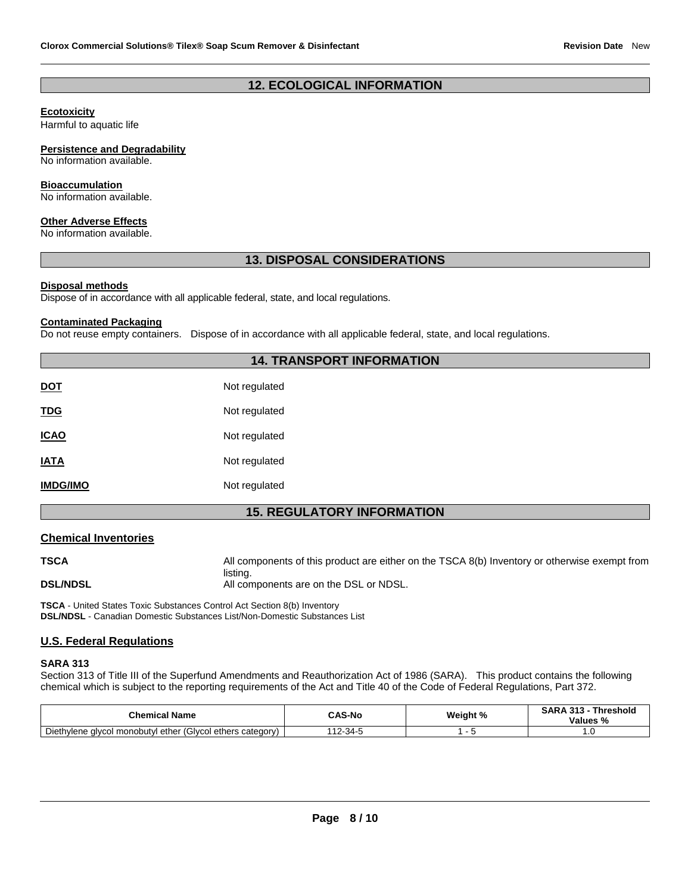## 12. ECOLOGICAL INFORMATION

**Ecotoxicity**
Harmful to aquatic life

**Persistence and Degradability**
No information available.

**Bioaccumulation**
No information available.

**Other Adverse Effects**
No information available.

## 13. DISPOSAL CONSIDERATIONS

**Disposal methods**
Dispose of in accordance with all applicable federal, state, and local regulations.

**Contaminated Packaging**
Do not reuse empty containers. Dispose of in accordance with all applicable federal, state, and local regulations.

## 14. TRANSPORT INFORMATION

| | |
|---|---|
| **DOT** | Not regulated |
| **TDG** | Not regulated |
| **ICAO** | Not regulated |
| **IATA** | Not regulated |
| **IMDG/IMO** | Not regulated |

## 15. REGULATORY INFORMATION

### Chemical Inventories

| | |
|---|---|
| **TSCA** | All components of this product are either on the TSCA 8(b) Inventory or otherwise exempt from listing. |
| **DSL/NDSL** | All components are on the DSL or NDSL. |

**TSCA** - United States Toxic Substances Control Act Section 8(b) Inventory
**DSL/NDSL** - Canadian Domestic Substances List/Non-Domestic Substances List

### U.S. Federal Regulations

**SARA 313**
Section 313 of Title III of the Superfund Amendments and Reauthorization Act of 1986 (SARA). This product contains the following chemical which is subject to the reporting requirements of the Act and Title 40 of the Code of Federal Regulations, Part 372.

| Chemical Name | CAS-No | Weight % | SARA 313 - Threshold Values % |
|---|---|---|---|
| Diethylene glycol monobutyl ether (Glycol ethers category) | 112-34-5 | 1 - 5 | 1.0 |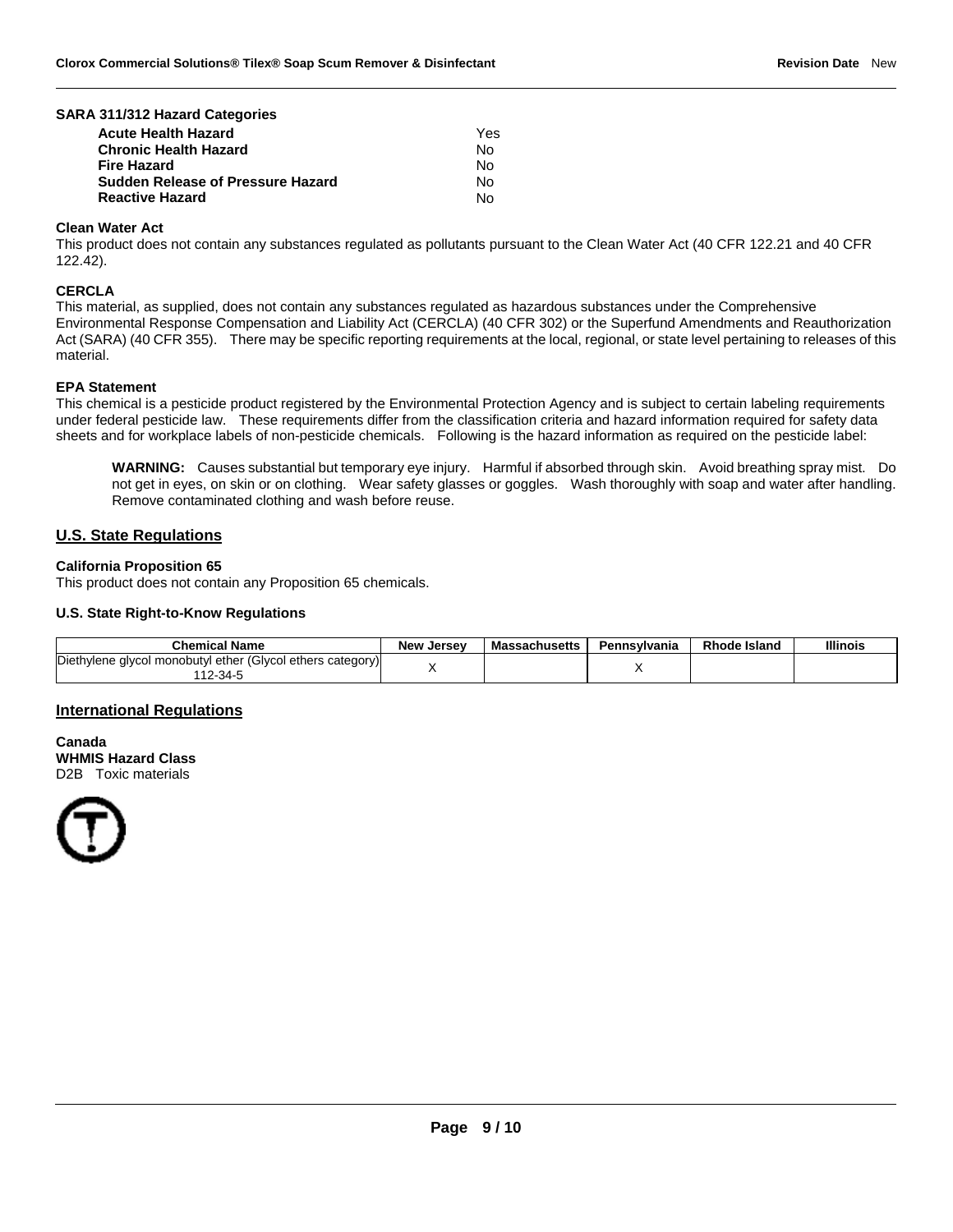**SARA 311/312 Hazard Categories**

| | |
|---|---|
| **Acute Health Hazard** | Yes |
| **Chronic Health Hazard** | No |
| **Fire Hazard** | No |
| **Sudden Release of Pressure Hazard** | No |
| **Reactive Hazard** | No |

**Clean Water Act**

This product does not contain any substances regulated as pollutants pursuant to the Clean Water Act (40 CFR 122.21 and 40 CFR 122.42).

**CERCLA**

This material, as supplied, does not contain any substances regulated as hazardous substances under the Comprehensive Environmental Response Compensation and Liability Act (CERCLA) (40 CFR 302) or the Superfund Amendments and Reauthorization Act (SARA) (40 CFR 355). There may be specific reporting requirements at the local, regional, or state level pertaining to releases of this material.

**EPA Statement**

This chemical is a pesticide product registered by the Environmental Protection Agency and is subject to certain labeling requirements under federal pesticide law. These requirements differ from the classification criteria and hazard information required for safety data sheets and for workplace labels of non-pesticide chemicals. Following is the hazard information as required on the pesticide label:

> **WARNING:** Causes substantial but temporary eye injury. Harmful if absorbed through skin. Avoid breathing spray mist. Do not get in eyes, on skin or on clothing. Wear safety glasses or goggles. Wash thoroughly with soap and water after handling. Remove contaminated clothing and wash before reuse.

## U.S. State Regulations

**California Proposition 65**

This product does not contain any Proposition 65 chemicals.

**U.S. State Right-to-Know Regulations**

| Chemical Name | New Jersey | Massachusetts | Pennsylvania | Rhode Island | Illinois |
|---|---|---|---|---|---|
| Diethylene glycol monobutyl ether (Glycol ethers category) 112-34-5 | X | | X | | |

## International Regulations

**Canada**
**WHMIS Hazard Class**
D2B Toxic materials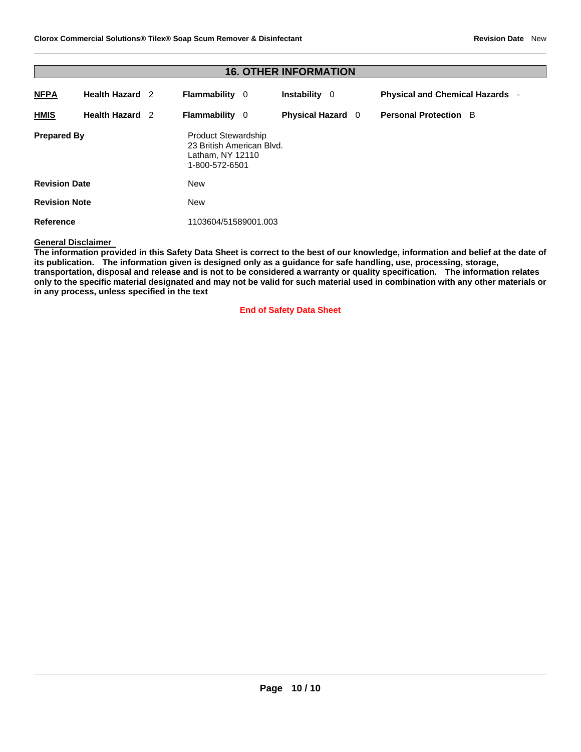## 16. OTHER INFORMATION

| | | | | |
|---|---|---|---|---|
| **NFPA** | **Health Hazard** 2 | **Flammability** 0 | **Instability** 0 | **Physical and Chemical Hazards** - |
| **HMIS** | **Health Hazard** 2 | **Flammability** 0 | **Physical Hazard** 0 | **Personal Protection** B |

**Prepared By**
Product Stewardship
23 British American Blvd.
Latham, NY 12110
1-800-572-6501

**Revision Date** New

**Revision Note** New

**Reference** 1103604/51589001.003

**General Disclaimer**

**The information provided in this Safety Data Sheet is correct to the best of our knowledge, information and belief at the date of its publication. The information given is designed only as a guidance for safe handling, use, processing, storage, transportation, disposal and release and is not to be considered a warranty or quality specification. The information relates only to the specific material designated and may not be valid for such material used in combination with any other materials or in any process, unless specified in the text**

**End of Safety Data Sheet**